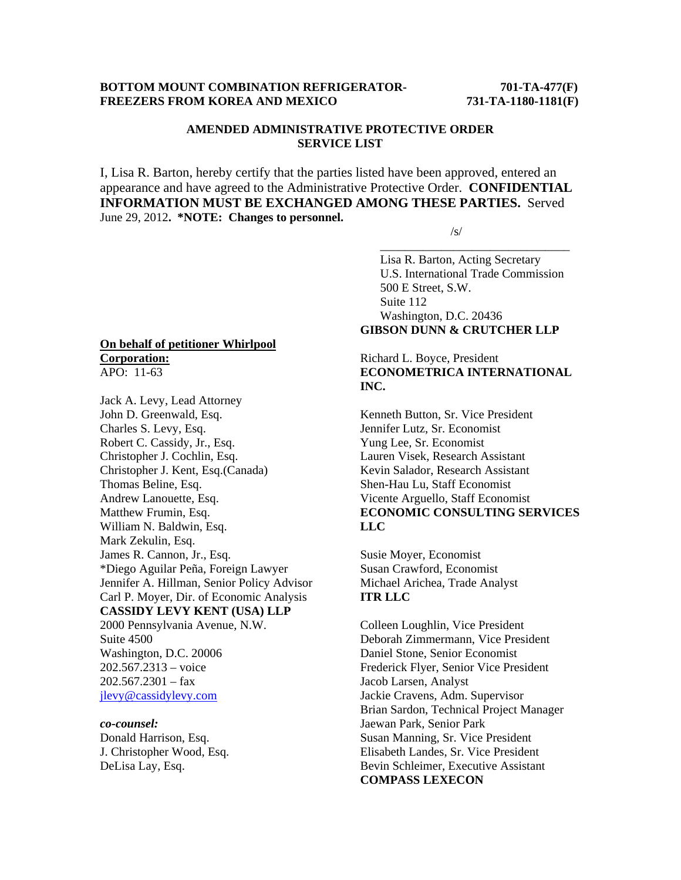**BOTTOM MOUNT COMBINATION REFRIGERATOR-FREEZERS FROM KOREA AND MEXICO**

**701-TA-477(F)**
**731-TA-1180-1181(F)**

**AMENDED ADMINISTRATIVE PROTECTIVE ORDER**
**SERVICE LIST**

I, Lisa R. Barton, hereby certify that the parties listed have been approved, entered an appearance and have agreed to the Administrative Protective Order. **CONFIDENTIAL INFORMATION MUST BE EXCHANGED AMONG THESE PARTIES.** Served June 29, 2012**. *NOTE: Changes to personnel.**

/s/
________________________________
Lisa R. Barton, Acting Secretary
U.S. International Trade Commission
500 E Street, S.W.
Suite 112
Washington, D.C. 20436

**On behalf of petitioner Whirlpool Corporation:**
APO: 11-63

Jack A. Levy, Lead Attorney
John D. Greenwald, Esq.
Charles S. Levy, Esq.
Robert C. Cassidy, Jr., Esq.
Christopher J. Cochlin, Esq.
Christopher J. Kent, Esq.(Canada)
Thomas Beline, Esq.
Andrew Lanouette, Esq.
Matthew Frumin, Esq.
William N. Baldwin, Esq.
Mark Zekulin, Esq.
James R. Cannon, Jr., Esq.
*Diego Aguilar Peña, Foreign Lawyer
Jennifer A. Hillman, Senior Policy Advisor
Carl P. Moyer, Dir. of Economic Analysis
**CASSIDY LEVY KENT (USA) LLP**
2000 Pennsylvania Avenue, N.W.
Suite 4500
Washington, D.C. 20006
202.567.2313 – voice
202.567.2301 – fax
jlevy@cassidylevy.com

***co-counsel:***
Donald Harrison, Esq.
J. Christopher Wood, Esq.
DeLisa Lay, Esq.
**GIBSON DUNN & CRUTCHER LLP**

Richard L. Boyce, President
**ECONOMETRICA INTERNATIONAL INC.**

Kenneth Button, Sr. Vice President
Jennifer Lutz, Sr. Economist
Yung Lee, Sr. Economist
Lauren Visek, Research Assistant
Kevin Salador, Research Assistant
Shen-Hau Lu, Staff Economist
Vicente Arguello, Staff Economist
**ECONOMIC CONSULTING SERVICES LLC**

Susie Moyer, Economist
Susan Crawford, Economist
Michael Arichea, Trade Analyst
**ITR LLC**

Colleen Loughlin, Vice President
Deborah Zimmermann, Vice President
Daniel Stone, Senior Economist
Frederick Flyer, Senior Vice President
Jacob Larsen, Analyst
Jackie Cravens, Adm. Supervisor
Brian Sardon, Technical Project Manager
Jaewan Park, Senior Park
Susan Manning, Sr. Vice President
Elisabeth Landes, Sr. Vice President
Bevin Schleimer, Executive Assistant
**COMPASS LEXECON**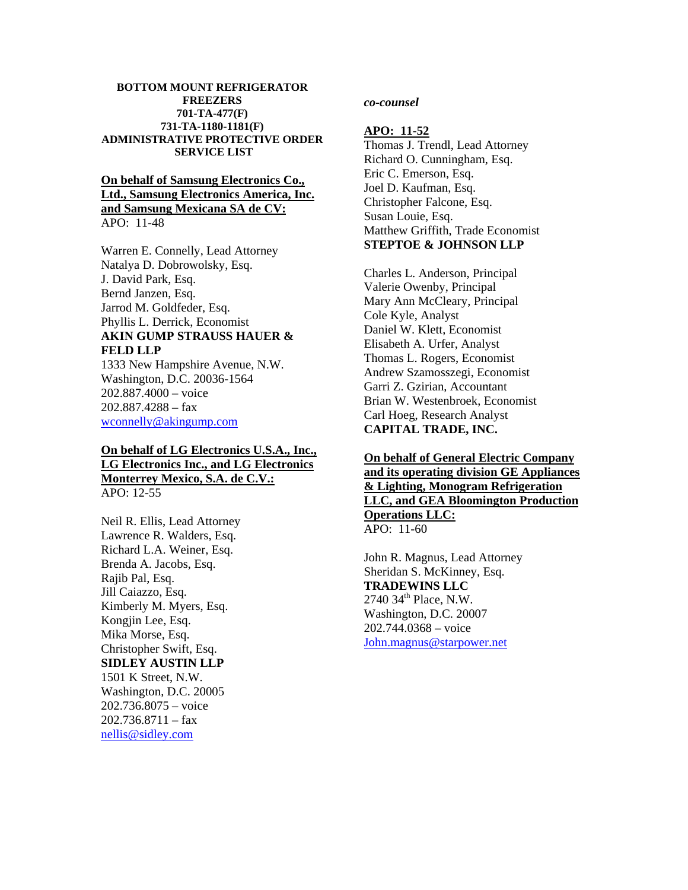**BOTTOM MOUNT REFRIGERATOR FREEZERS**
**701-TA-477(F)**
**731-TA-1180-1181(F)**
**ADMINISTRATIVE PROTECTIVE ORDER SERVICE LIST**

**On behalf of Samsung Electronics Co., Ltd., Samsung Electronics America, Inc. and Samsung Mexicana SA de CV:**
APO: 11-48

Warren E. Connelly, Lead Attorney
Natalya D. Dobrowolsky, Esq.
J. David Park, Esq.
Bernd Janzen, Esq.
Jarrod M. Goldfeder, Esq.
Phyllis L. Derrick, Economist
**AKIN GUMP STRAUSS HAUER & FELD LLP**
1333 New Hampshire Avenue, N.W.
Washington, D.C. 20036-1564
202.887.4000 – voice
202.887.4288 – fax
wconnelly@akingump.com

**On behalf of LG Electronics U.S.A., Inc., LG Electronics Inc., and LG Electronics Monterrey Mexico, S.A. de C.V.:**
APO: 12-55

Neil R. Ellis, Lead Attorney
Lawrence R. Walders, Esq.
Richard L.A. Weiner, Esq.
Brenda A. Jacobs, Esq.
Rajib Pal, Esq.
Jill Caiazzo, Esq.
Kimberly M. Myers, Esq.
Kongjin Lee, Esq.
Mika Morse, Esq.
Christopher Swift, Esq.
**SIDLEY AUSTIN LLP**
1501 K Street, N.W.
Washington, D.C. 20005
202.736.8075 – voice
202.736.8711 – fax
nellis@sidley.com

***co-counsel***

**APO: 11-52**
Thomas J. Trendl, Lead Attorney
Richard O. Cunningham, Esq.
Eric C. Emerson, Esq.
Joel D. Kaufman, Esq.
Christopher Falcone, Esq.
Susan Louie, Esq.
Matthew Griffith, Trade Economist
**STEPTOE & JOHNSON LLP**

Charles L. Anderson, Principal
Valerie Owenby, Principal
Mary Ann McCleary, Principal
Cole Kyle, Analyst
Daniel W. Klett, Economist
Elisabeth A. Urfer, Analyst
Thomas L. Rogers, Economist
Andrew Szamosszegi, Economist
Garri Z. Gzirian, Accountant
Brian W. Westenbroek, Economist
Carl Hoeg, Research Analyst
**CAPITAL TRADE, INC.**

**On behalf of General Electric Company and its operating division GE Appliances & Lighting, Monogram Refrigeration LLC, and GEA Bloomington Production Operations LLC:**
APO: 11-60

John R. Magnus, Lead Attorney
Sheridan S. McKinney, Esq.
**TRADEWINS LLC**
2740 34th Place, N.W.
Washington, D.C. 20007
202.744.0368 – voice
John.magnus@starpower.net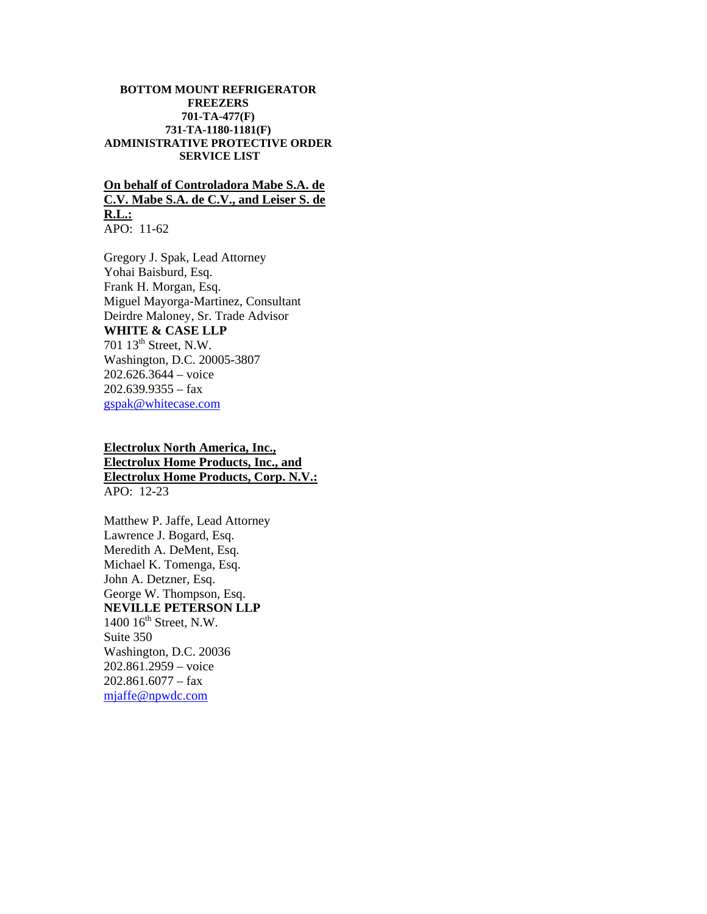**BOTTOM MOUNT REFRIGERATOR FREEZERS**
**701-TA-477(F)**
**731-TA-1180-1181(F)**
**ADMINISTRATIVE PROTECTIVE ORDER SERVICE LIST**

**On behalf of Controladora Mabe S.A. de C.V. Mabe S.A. de C.V., and Leiser S. de R.L.:**
APO: 11-62

Gregory J. Spak, Lead Attorney
Yohai Baisburd, Esq.
Frank H. Morgan, Esq.
Miguel Mayorga-Martinez, Consultant
Deirdre Maloney, Sr. Trade Advisor
**WHITE & CASE LLP**
701 13th Street, N.W.
Washington, D.C. 20005-3807
202.626.3644 – voice
202.639.9355 – fax
gspak@whitecase.com

**Electrolux North America, Inc., Electrolux Home Products, Inc., and Electrolux Home Products, Corp. N.V.:**
APO: 12-23

Matthew P. Jaffe, Lead Attorney
Lawrence J. Bogard, Esq.
Meredith A. DeMent, Esq.
Michael K. Tomenga, Esq.
John A. Detzner, Esq.
George W. Thompson, Esq.
**NEVILLE PETERSON LLP**
1400 16th Street, N.W.
Suite 350
Washington, D.C. 20036
202.861.2959 – voice
202.861.6077 – fax
mjaffe@npwdc.com